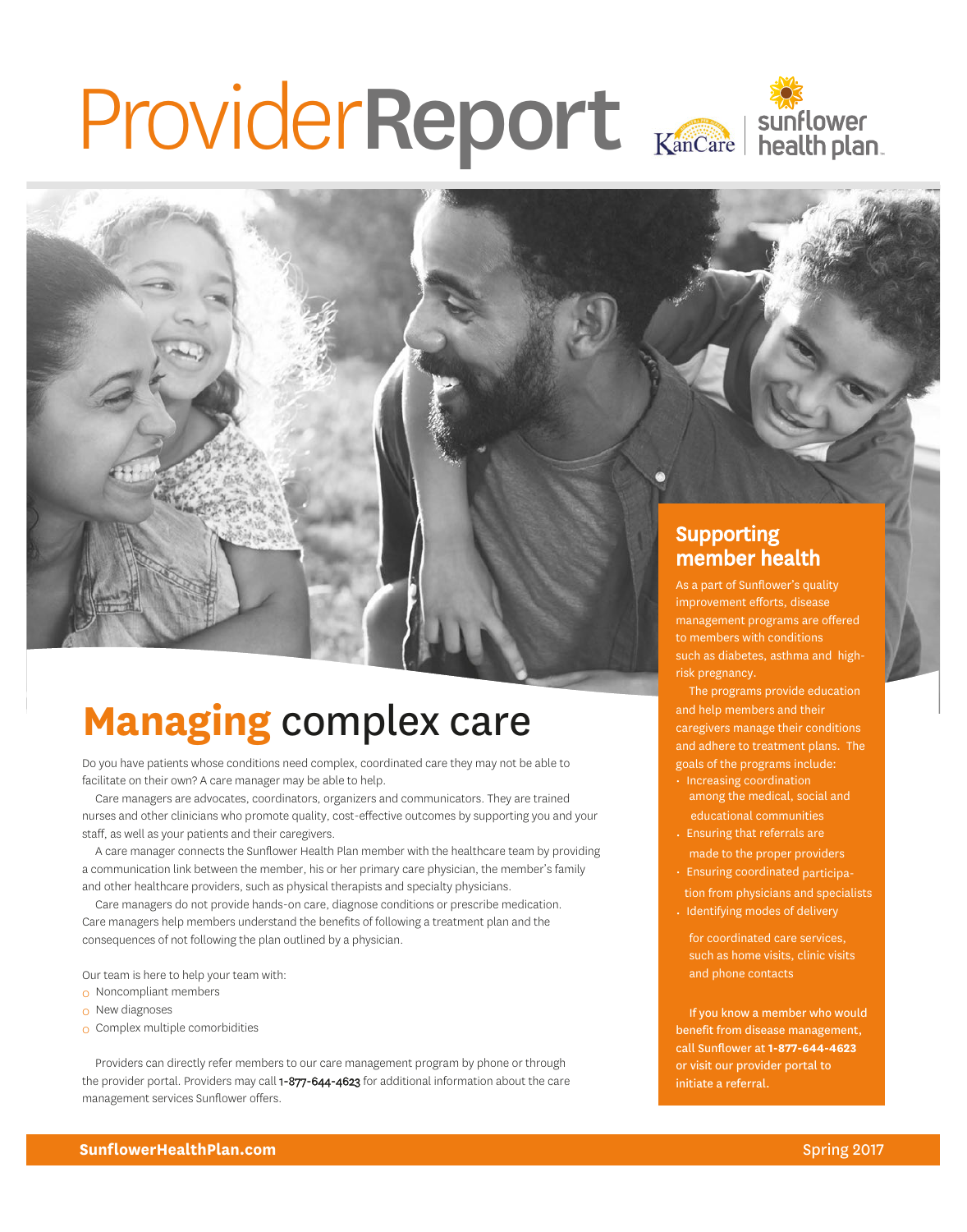# ProviderReport

## Managing complex care

Do you have patients whose conditions need complex, coordinated care they may not be able to facilitate on their own? A care manager may be able to help.

Care managers are advocates, coordinators, organizers and communicators. They are trained nurses and other clinicians who promote quality, cost-effective outcomes by supporting you and your staff, as well as your patients and their caregivers.

A care manager connects the Sunflower Health Plan member with the healthcare team by providing a communication link between the member, his or her primary care physician, the member's family and other healthcare providers, such as physical therapists and specialty physicians.

Care managers do not provide hands-on care, diagnose conditions or prescribe medication. Care managers help members understand the benefits of following a treatment plan and the consequences of not following the plan outlined by a physician.

Our team is here to help your team with:

- Noncompliant members
- New diagnoses
- Complex multiple comorbidities

Providers can directly refer members to our care management program by phone or through the provider portal. Providers may call 1-877-644-4623 for additional information about the care management services Sunflower offers.

## Supporting member health

As a part of Sunflower's quality improvement efforts, disease management programs are offered to members with conditions such as diabetes, asthma and high-risk pregnancy.

The programs provide education and help members and their caregivers manage their conditions and adhere to treatment plans. The goals of the programs include:

- Increasing coordination among the medical, social and educational communities
- Ensuring that referrals are made to the proper providers
- Ensuring coordinated participation from physicians and specialists
- Identifying modes of delivery for coordinated care services, such as home visits, clinic visits and phone contacts

**If you know a member who would benefit from disease management, call Sunflower at 1-877-644-4623 or visit our provider portal to initiate a referral.**

**SunflowerHealthPlan.com** Spring 2017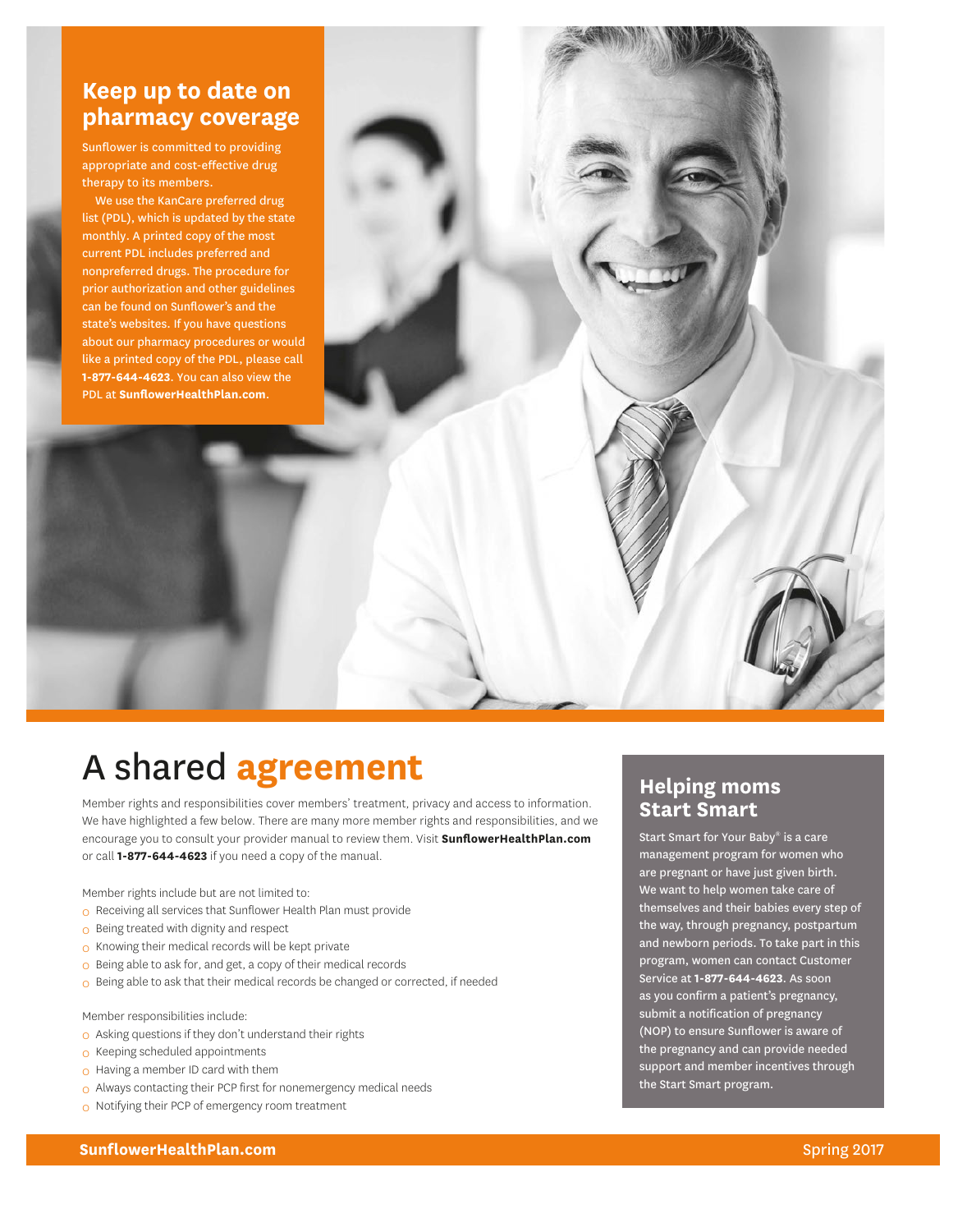## Keep up to date on pharmacy coverage

Sunflower is committed to providing appropriate and cost-effective drug therapy to its members.

We use the KanCare preferred drug list (PDL), which is updated by the state monthly. A printed copy of the most current PDL includes preferred and nonpreferred drugs. The procedure for prior authorization and other guidelines can be found on Sunflower's and the state's websites. If you have questions about our pharmacy procedures or would like a printed copy of the PDL, please call **1-877-644-4623**. You can also view the PDL at **SunflowerHealthPlan.com**.

# A shared agreement

Member rights and responsibilities cover members' treatment, privacy and access to information. We have highlighted a few below. There are many more member rights and responsibilities, and we encourage you to consult your provider manual to review them. Visit **SunflowerHealthPlan.com** or call **1-877-644-4623** if you need a copy of the manual.

Member rights include but are not limited to:

- Receiving all services that Sunflower Health Plan must provide
- Being treated with dignity and respect
- Knowing their medical records will be kept private
- Being able to ask for, and get, a copy of their medical records
- Being able to ask that their medical records be changed or corrected, if needed

Member responsibilities include:

- Asking questions if they don't understand their rights
- Keeping scheduled appointments
- Having a member ID card with them
- Always contacting their PCP first for nonemergency medical needs
- Notifying their PCP of emergency room treatment

## Helping moms Start Smart

Start Smart for Your Baby® is a care management program for women who are pregnant or have just given birth. We want to help women take care of themselves and their babies every step of the way, through pregnancy, postpartum and newborn periods. To take part in this program, women can contact Customer Service at **1-877-644-4623**. As soon as you confirm a patient's pregnancy, submit a notification of pregnancy (NOP) to ensure Sunflower is aware of the pregnancy and can provide needed support and member incentives through the Start Smart program.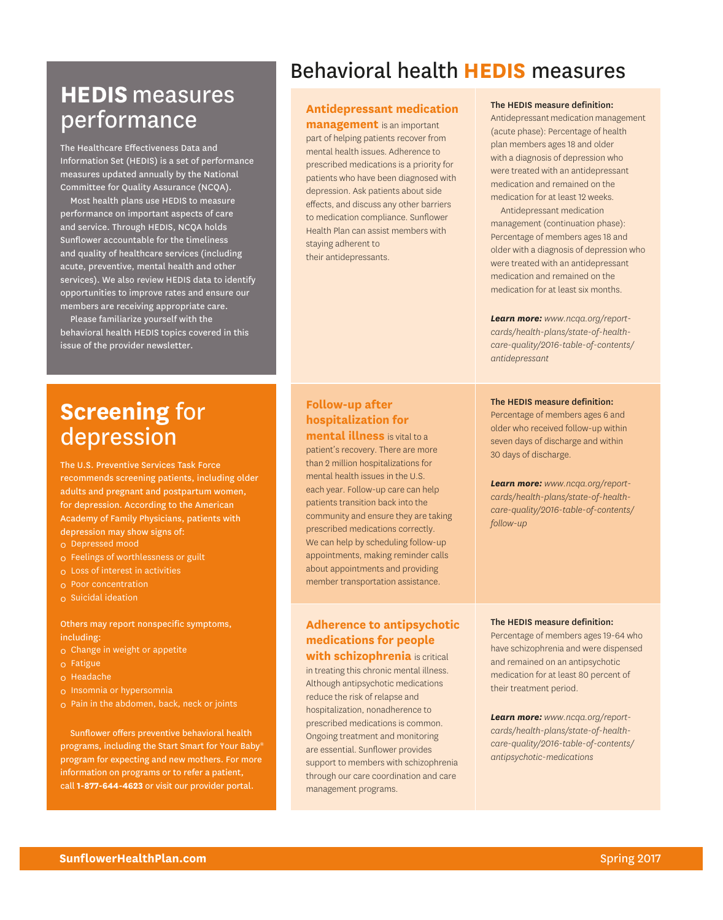## **HEDIS** measures performance

The Healthcare Effectiveness Data and Information Set (HEDIS) is a set of performance measures updated annually by the National Committee for Quality Assurance (NCQA).

Most health plans use HEDIS to measure performance on important aspects of care and service. Through HEDIS, NCQA holds Sunflower accountable for the timeliness and quality of healthcare services (including acute, preventive, mental health and other services). We also review HEDIS data to identify opportunities to improve rates and ensure our members are receiving appropriate care.

Please familiarize yourself with the behavioral health HEDIS topics covered in this issue of the provider newsletter.

## **Screening** for depression

The U.S. Preventive Services Task Force recommends screening patients, including older adults and pregnant and postpartum women, for depression. According to the American Academy of Family Physicians, patients with depression may show signs of:

- Depressed mood
- Feelings of worthlessness or guilt
- Loss of interest in activities
- Poor concentration
- Suicidal ideation

Others may report nonspecific symptoms, including:

- Change in weight or appetite
- Fatigue
- Headache
- Insomnia or hypersomnia
- Pain in the abdomen, back, neck or joints

Sunflower offers preventive behavioral health programs, including the Start Smart for Your Baby® program for expecting and new mothers. For more information on programs or to refer a patient, call **1-877-644-4623** or visit our provider portal.

# Behavioral health **HEDIS** measures

**Antidepressant medication management** is an important part of helping patients recover from mental health issues. Adherence to prescribed medications is a priority for patients who have been diagnosed with depression. Ask patients about side effects, and discuss any other barriers to medication compliance. Sunflower Health Plan can assist members with staying adherent to their antidepressants.

**The HEDIS measure definition:**
Antidepressant medication management (acute phase): Percentage of health plan members ages 18 and older with a diagnosis of depression who were treated with an antidepressant medication and remained on the medication for at least 12 weeks.

Antidepressant medication management (continuation phase): Percentage of members ages 18 and older with a diagnosis of depression who were treated with an antidepressant medication and remained on the medication for at least six months.

***Learn more:*** *www.ncqa.org/report-cards/health-plans/state-of-health-care-quality/2016-table-of-contents/antidepressant*

**Follow-up after hospitalization for mental illness** is vital to a patient's recovery. There are more than 2 million hospitalizations for mental health issues in the U.S. each year. Follow-up care can help patients transition back into the community and ensure they are taking prescribed medications correctly. We can help by scheduling follow-up appointments, making reminder calls about appointments and providing member transportation assistance.

**The HEDIS measure definition:**
Percentage of members ages 6 and older who received follow-up within seven days of discharge and within 30 days of discharge.

***Learn more:*** *www.ncqa.org/report-cards/health-plans/state-of-health-care-quality/2016-table-of-contents/follow-up*

**Adherence to antipsychotic medications for people with schizophrenia** is critical in treating this chronic mental illness. Although antipsychotic medications reduce the risk of relapse and hospitalization, nonadherence to prescribed medications is common. Ongoing treatment and monitoring are essential. Sunflower provides support to members with schizophrenia through our care coordination and care management programs.

**The HEDIS measure definition:**
Percentage of members ages 19-64 who have schizophrenia and were dispensed and remained on an antipsychotic medication for at least 80 percent of their treatment period.

***Learn more:*** *www.ncqa.org/report-cards/health-plans/state-of-health-care-quality/2016-table-of-contents/antipsychotic-medications*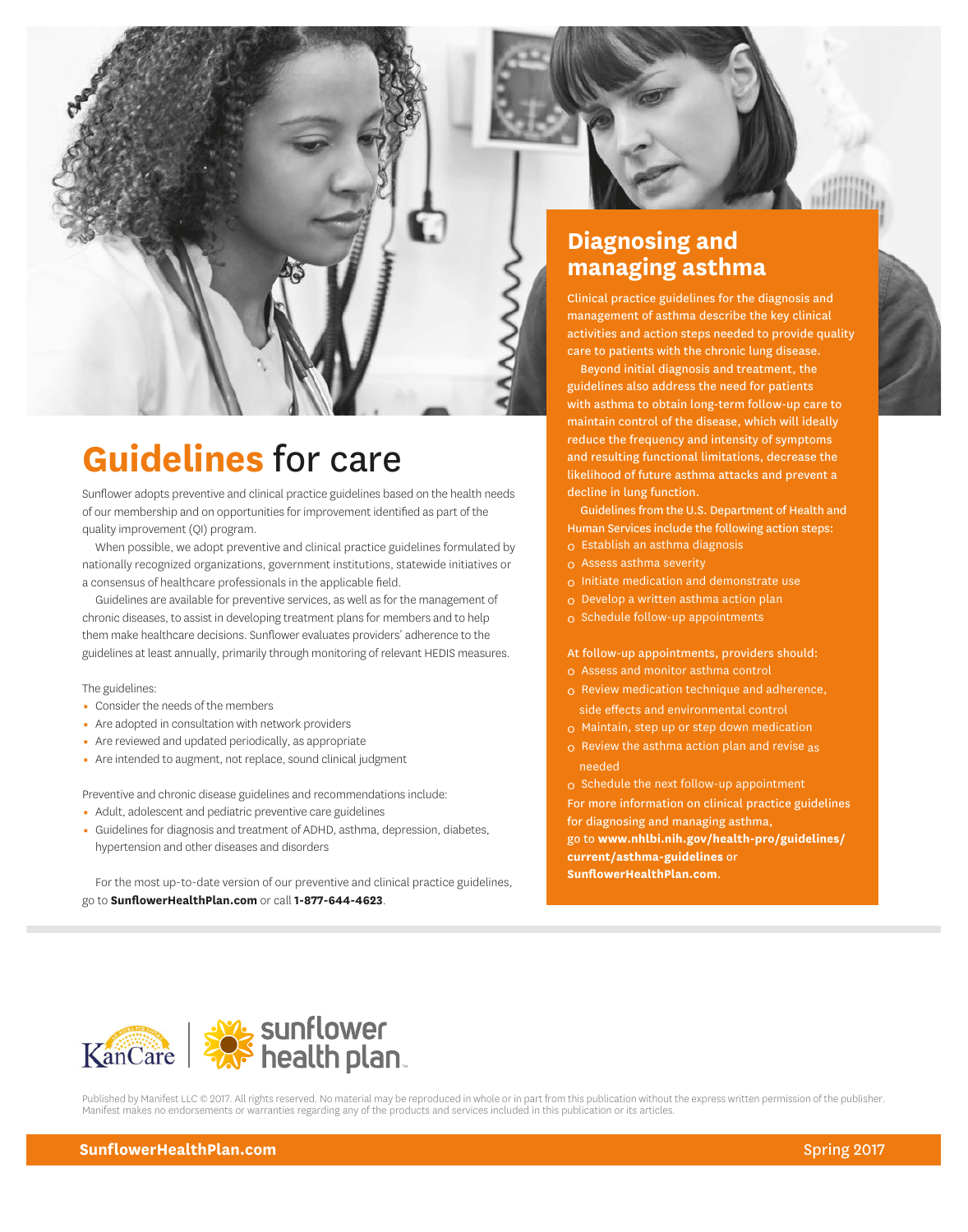# Guidelines for care

Sunflower adopts preventive and clinical practice guidelines based on the health needs of our membership and on opportunities for improvement identified as part of the quality improvement (QI) program.

When possible, we adopt preventive and clinical practice guidelines formulated by nationally recognized organizations, government institutions, statewide initiatives or a consensus of healthcare professionals in the applicable field.

Guidelines are available for preventive services, as well as for the management of chronic diseases, to assist in developing treatment plans for members and to help them make healthcare decisions. Sunflower evaluates providers' adherence to the guidelines at least annually, primarily through monitoring of relevant HEDIS measures.

The guidelines:

- Consider the needs of the members
- Are adopted in consultation with network providers
- Are reviewed and updated periodically, as appropriate
- Are intended to augment, not replace, sound clinical judgment

Preventive and chronic disease guidelines and recommendations include:

- Adult, adolescent and pediatric preventive care guidelines
- Guidelines for diagnosis and treatment of ADHD, asthma, depression, diabetes, hypertension and other diseases and disorders

For the most up-to-date version of our preventive and clinical practice guidelines, go to **SunflowerHealthPlan.com** or call **1-877-644-4623**.

## Diagnosing and managing asthma

Clinical practice guidelines for the diagnosis and management of asthma describe the key clinical activities and action steps needed to provide quality care to patients with the chronic lung disease.

Beyond initial diagnosis and treatment, the guidelines also address the need for patients with asthma to obtain long-term follow-up care to maintain control of the disease, which will ideally reduce the frequency and intensity of symptoms and resulting functional limitations, decrease the likelihood of future asthma attacks and prevent a decline in lung function.

Guidelines from the U.S. Department of Health and Human Services include the following action steps:

- Establish an asthma diagnosis
- Assess asthma severity
- Initiate medication and demonstrate use
- Develop a written asthma action plan
- Schedule follow-up appointments

At follow-up appointments, providers should:

- Assess and monitor asthma control
- Review medication technique and adherence, side effects and environmental control
- Maintain, step up or step down medication
- Review the asthma action plan and revise as needed
- Schedule the next follow-up appointment

For more information on clinical practice guidelines for diagnosing and managing asthma, go to **www.nhlbi.nih.gov/health-pro/guidelines/current/asthma-guidelines** or **SunflowerHealthPlan.com**.

KanCare | sunflower health plan

Published by Manifest LLC © 2017. All rights reserved. No material may be reproduced in whole or in part from this publication without the express written permission of the publisher. Manifest makes no endorsements or warranties regarding any of the products and services included in this publication or its articles.